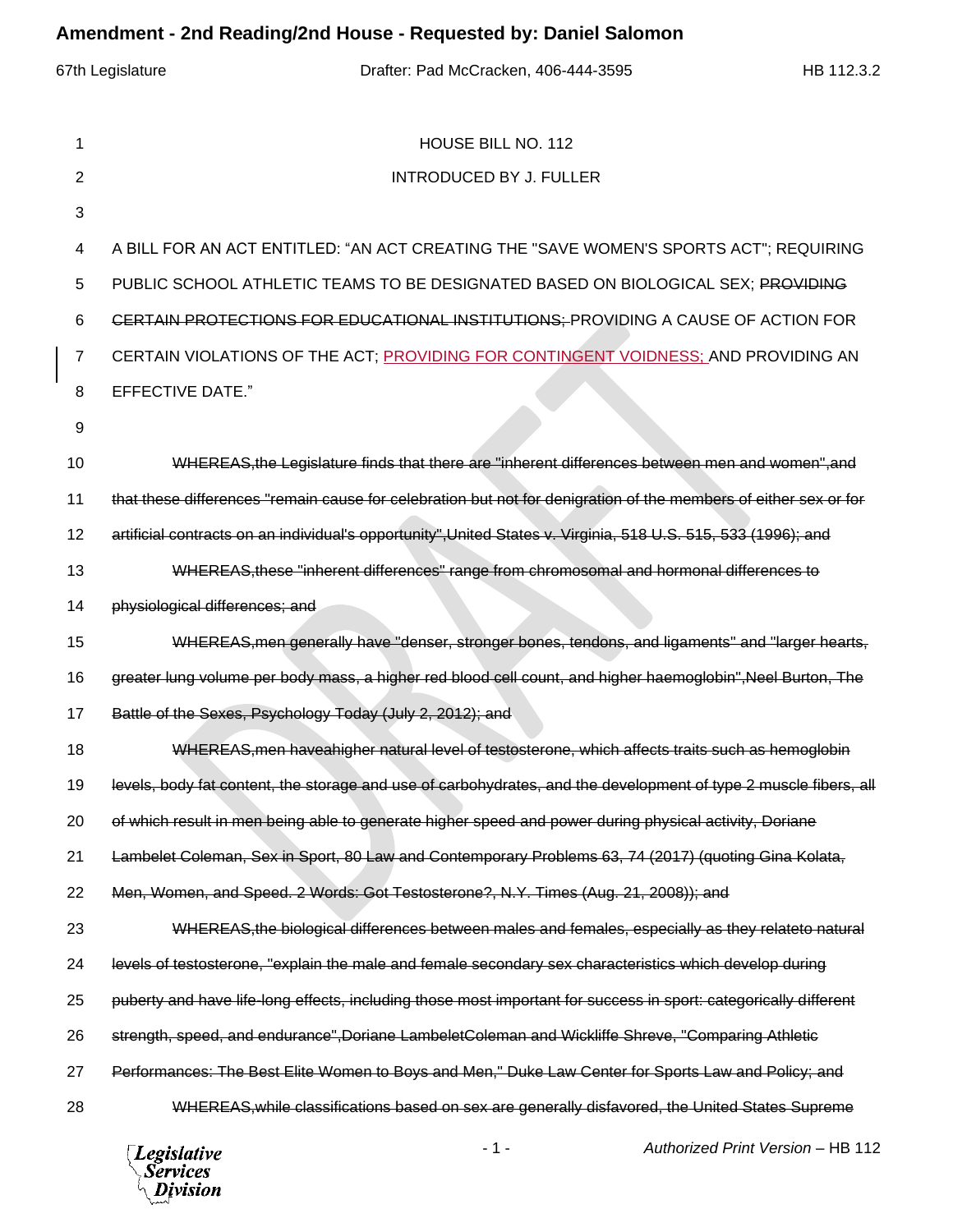# Amendment - 2nd Reading/2nd House - Requested by: Daniel Salomon

67th Legislature | Drafter: Pad McCracken, 406-444-3595 | HB 112.3.2

HOUSE BILL NO. 112

INTRODUCED BY J. FULLER

A BILL FOR AN ACT ENTITLED: "AN ACT CREATING THE "SAVE WOMEN'S SPORTS ACT"; REQUIRING PUBLIC SCHOOL ATHLETIC TEAMS TO BE DESIGNATED BASED ON BIOLOGICAL SEX; ~~PROVIDING CERTAIN PROTECTIONS FOR EDUCATIONAL INSTITUTIONS;~~ PROVIDING A CAUSE OF ACTION FOR CERTAIN VIOLATIONS OF THE ACT; PROVIDING FOR CONTINGENT VOIDNESS; AND PROVIDING AN EFFECTIVE DATE."

~~WHEREAS,the Legislature finds that there are "inherent differences between men and women",and that these differences "remain cause for celebration but not for denigration of the members of either sex or for artificial contracts on an individual's opportunity",United States v. Virginia, 518 U.S. 515, 533 (1996); and~~

~~WHEREAS,these "inherent differences" range from chromosomal and hormonal differences to physiological differences; and~~

~~WHEREAS,men generally have "denser, stronger bones, tendons, and ligaments" and "larger hearts, greater lung volume per body mass, a higher red blood cell count, and higher haemoglobin",Neel Burton, The Battle of the Sexes, Psychology Today (July 2, 2012); and~~

~~WHEREAS,men haveahigher natural level of testosterone, which affects traits such as hemoglobin levels, body fat content, the storage and use of carbohydrates, and the development of type 2 muscle fibers, all of which result in men being able to generate higher speed and power during physical activity, Doriane Lambelet Coleman, Sex in Sport, 80 Law and Contemporary Problems 63, 74 (2017) (quoting Gina Kolata, Men, Women, and Speed. 2 Words: Got Testosterone?, N.Y. Times (Aug. 21, 2008)); and~~

~~WHEREAS,the biological differences between males and females, especially as they relateto natural levels of testosterone, "explain the male and female secondary sex characteristics which develop during puberty and have life-long effects, including those most important for success in sport: categorically different strength, speed, and endurance",Doriane LambeletColeman and Wickliffe Shreve, "Comparing Athletic Performances: The Best Elite Women to Boys and Men," Duke Law Center for Sports Law and Policy; and~~

~~WHEREAS,while classifications based on sex are generally disfavored, the United States Supreme~~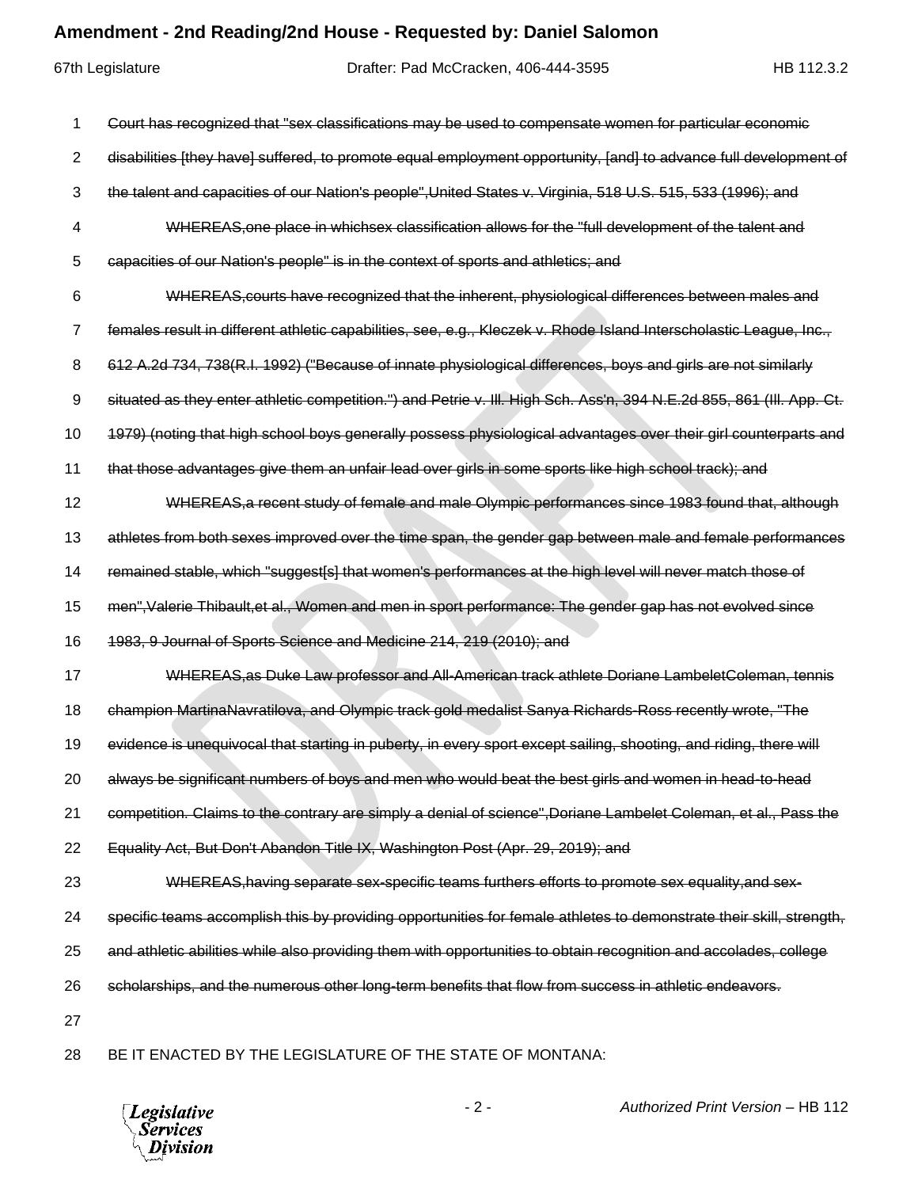~~Court has recognized that "sex classifications may be used to compensate women for particular economic disabilities [they have] suffered, to promote equal employment opportunity, [and] to advance full development of the talent and capacities of our Nation's people",United States v. Virginia, 518 U.S. 515, 533 (1996); and~~

~~WHEREAS,one place in whichsex classification allows for the "full development of the talent and capacities of our Nation's people" is in the context of sports and athletics; and~~

~~WHEREAS,courts have recognized that the inherent, physiological differences between males and females result in different athletic capabilities, see, e.g., Kleczek v. Rhode Island Interscholastic League, Inc., 612 A.2d 734, 738(R.I. 1992) ("Because of innate physiological differences, boys and girls are not similarly situated as they enter athletic competition.") and Petrie v. Ill. High Sch. Ass'n, 394 N.E.2d 855, 861 (Ill. App. Ct. 1979) (noting that high school boys generally possess physiological advantages over their girl counterparts and that those advantages give them an unfair lead over girls in some sports like high school track); and~~

~~WHEREAS,a recent study of female and male Olympic performances since 1983 found that, although athletes from both sexes improved over the time span, the gender gap between male and female performances remained stable, which "suggest[s] that women's performances at the high level will never match those of men",Valerie Thibault,et al., Women and men in sport performance: The gender gap has not evolved since 1983, 9 Journal of Sports Science and Medicine 214, 219 (2010); and~~

~~WHEREAS,as Duke Law professor and All-American track athlete Doriane LambeletColeman, tennis champion MartinaNavratilova, and Olympic track gold medalist Sanya Richards-Ross recently wrote, "The evidence is unequivocal that starting in puberty, in every sport except sailing, shooting, and riding, there will always be significant numbers of boys and men who would beat the best girls and women in head-to-head competition. Claims to the contrary are simply a denial of science",Doriane Lambelet Coleman, et al., Pass the Equality Act, But Don't Abandon Title IX, Washington Post (Apr. 29, 2019); and~~

~~WHEREAS,having separate sex-specific teams furthers efforts to promote sex equality,and sex-specific teams accomplish this by providing opportunities for female athletes to demonstrate their skill, strength, and athletic abilities while also providing them with opportunities to obtain recognition and accolades, college scholarships, and the numerous other long-term benefits that flow from success in athletic endeavors.~~

BE IT ENACTED BY THE LEGISLATURE OF THE STATE OF MONTANA: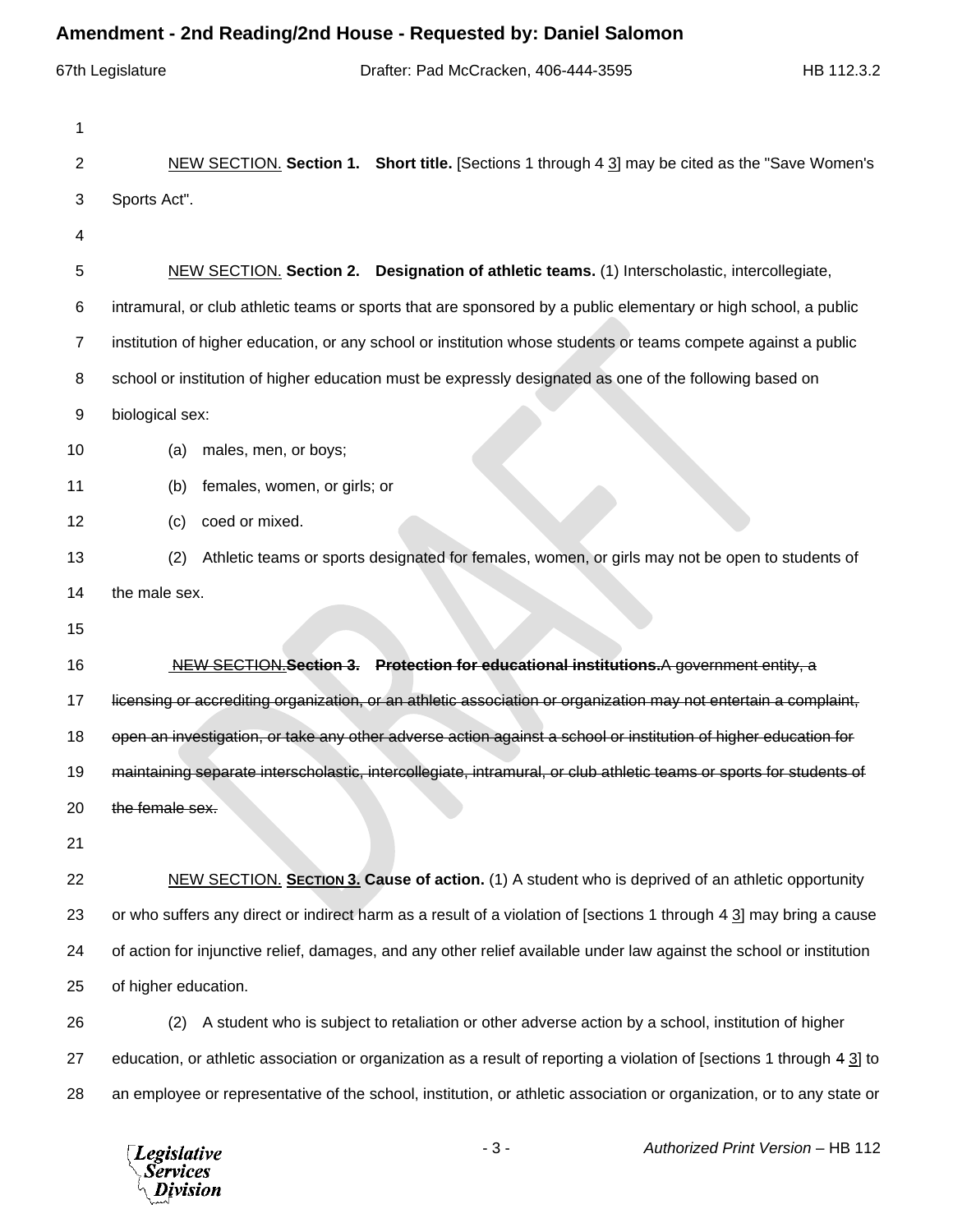NEW SECTION. **Section 1. Short title.** [Sections 1 through ~~4~~ 3] may be cited as the "Save Women's Sports Act".

NEW SECTION. **Section 2. Designation of athletic teams.** (1) Interscholastic, intercollegiate, intramural, or club athletic teams or sports that are sponsored by a public elementary or high school, a public institution of higher education, or any school or institution whose students or teams compete against a public school or institution of higher education must be expressly designated as one of the following based on biological sex:

(a) males, men, or boys;

(b) females, women, or girls; or

(c) coed or mixed.

(2) Athletic teams or sports designated for females, women, or girls may not be open to students of the male sex.

~~NEW SECTION.**Section 3. Protection for educational institutions.**A government entity, a licensing or accrediting organization, or an athletic association or organization may not entertain a complaint, open an investigation, or take any other adverse action against a school or institution of higher education for maintaining separate interscholastic, intercollegiate, intramural, or club athletic teams or sports for students of the female sex.~~

NEW SECTION. **~~Section~~ 3. Cause of action.** (1) A student who is deprived of an athletic opportunity or who suffers any direct or indirect harm as a result of a violation of [sections 1 through ~~4~~ 3] may bring a cause of action for injunctive relief, damages, and any other relief available under law against the school or institution of higher education.

(2) A student who is subject to retaliation or other adverse action by a school, institution of higher education, or athletic association or organization as a result of reporting a violation of [sections 1 through ~~4~~ 3] to an employee or representative of the school, institution, or athletic association or organization, or to any state or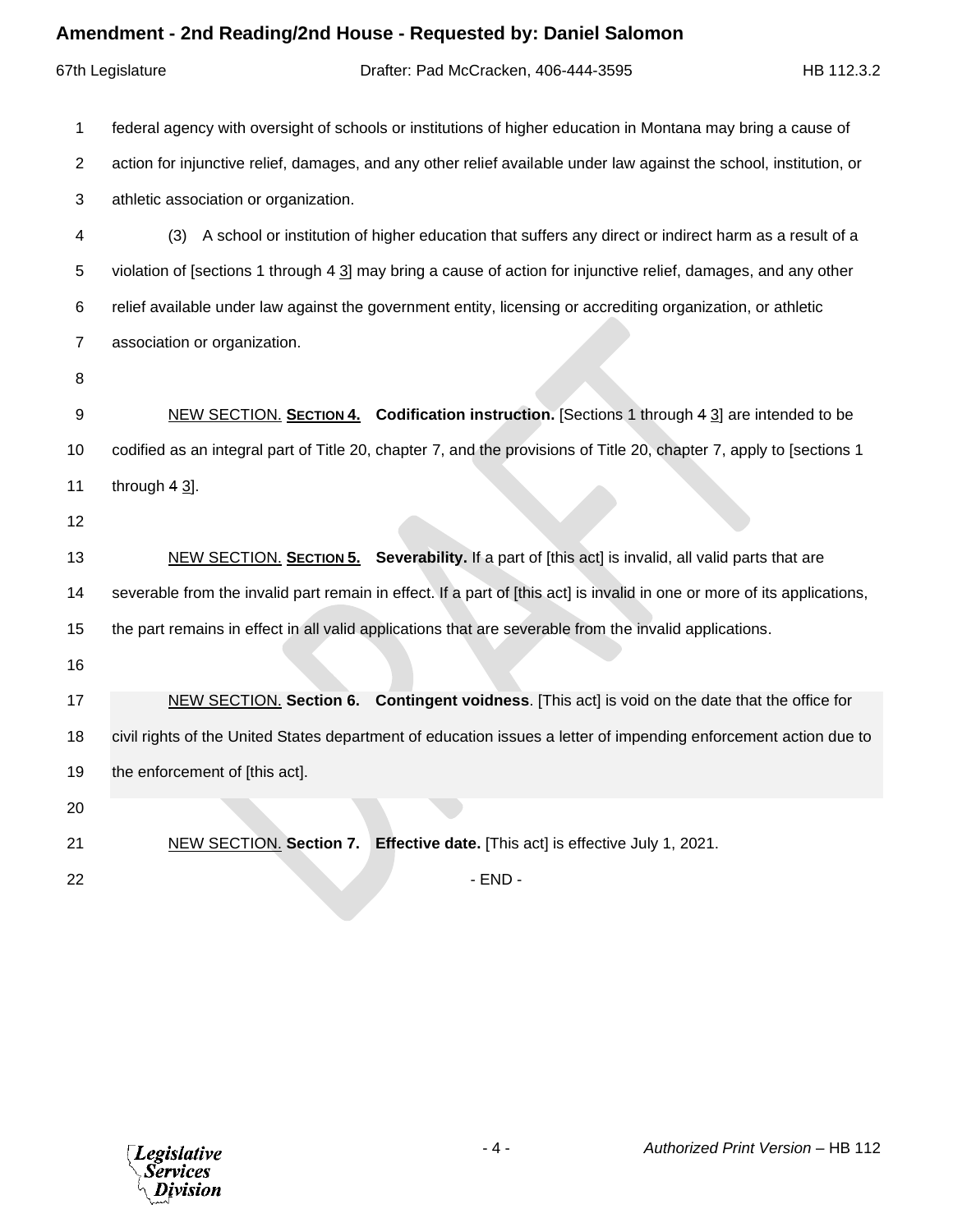federal agency with oversight of schools or institutions of higher education in Montana may bring a cause of action for injunctive relief, damages, and any other relief available under law against the school, institution, or athletic association or organization.

(3) A school or institution of higher education that suffers any direct or indirect harm as a result of a violation of [sections 1 through 4 3] may bring a cause of action for injunctive relief, damages, and any other relief available under law against the government entity, licensing or accrediting organization, or athletic association or organization.

NEW SECTION. **SECTION 4. Codification instruction.** [Sections 1 through 4 3] are intended to be codified as an integral part of Title 20, chapter 7, and the provisions of Title 20, chapter 7, apply to [sections 1 through 4 3].

NEW SECTION. **SECTION 5. Severability.** If a part of [this act] is invalid, all valid parts that are severable from the invalid part remain in effect. If a part of [this act] is invalid in one or more of its applications, the part remains in effect in all valid applications that are severable from the invalid applications.

NEW SECTION. **Section 6. Contingent voidness**. [This act] is void on the date that the office for civil rights of the United States department of education issues a letter of impending enforcement action due to the enforcement of [this act].

NEW SECTION. **Section 7. Effective date.** [This act] is effective July 1, 2021.

- END -